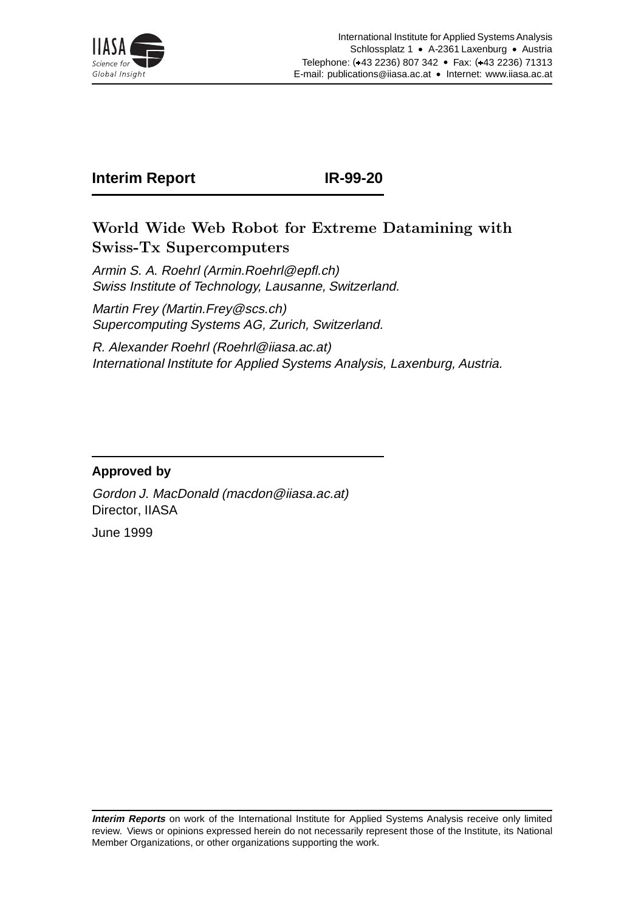International Institute for Applied Systems Analysis
Schlossplatz 1 • A-2361 Laxenburg • Austria
Telephone: (+43 2236) 807 342 • Fax: (+43 2236) 71313
E-mail: publications@iiasa.ac.at • Internet: www.iiasa.ac.at

**Interim Report** **IR-99-20**

# World Wide Web Robot for Extreme Datamining with Swiss-Tx Supercomputers

*Armin S. A. Roehrl (Armin.Roehrl@epfl.ch)*
*Swiss Institute of Technology, Lausanne, Switzerland.*

*Martin Frey (Martin.Frey@scs.ch)*
*Supercomputing Systems AG, Zurich, Switzerland.*

*R. Alexander Roehrl (Roehrl@iiasa.ac.at)*
*International Institute for Applied Systems Analysis, Laxenburg, Austria.*

**Approved by**

*Gordon J. MacDonald (macdon@iiasa.ac.at)*
Director, IIASA

June 1999

***Interim Reports*** on work of the International Institute for Applied Systems Analysis receive only limited review. Views or opinions expressed herein do not necessarily represent those of the Institute, its National Member Organizations, or other organizations supporting the work.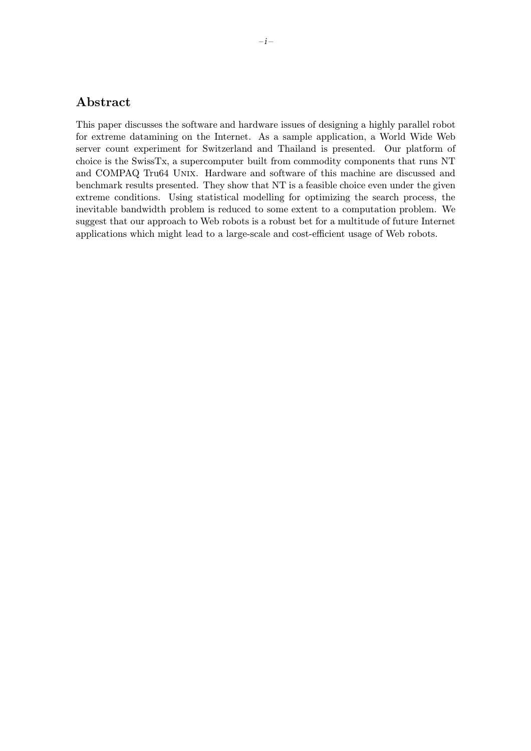## Abstract

This paper discusses the software and hardware issues of designing a highly parallel robot for extreme datamining on the Internet. As a sample application, a World Wide Web server count experiment for Switzerland and Thailand is presented. Our platform of choice is the SwissTx, a supercomputer built from commodity components that runs NT and COMPAQ Tru64 UNIX. Hardware and software of this machine are discussed and benchmark results presented. They show that NT is a feasible choice even under the given extreme conditions. Using statistical modelling for optimizing the search process, the inevitable bandwidth problem is reduced to some extent to a computation problem. We suggest that our approach to Web robots is a robust bet for a multitude of future Internet applications which might lead to a large-scale and cost-efficient usage of Web robots.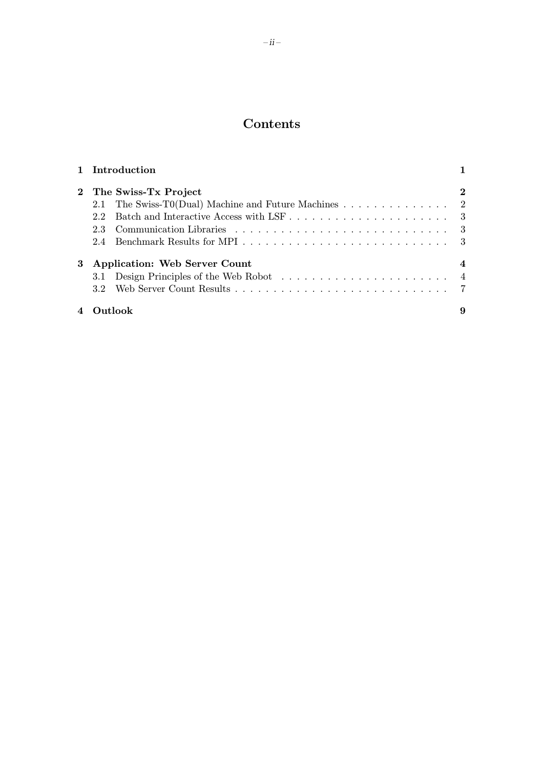# Contents

**1 Introduction** **1**

**2 The Swiss-Tx Project** **2**

- 2.1 The Swiss-T0(Dual) Machine and Future Machines . . . . . . . . . . . . . . . 2
- 2.2 Batch and Interactive Access with LSF . . . . . . . . . . . . . . . . . . . . . . 3
- 2.3 Communication Libraries . . . . . . . . . . . . . . . . . . . . . . . . . . . . . 3
- 2.4 Benchmark Results for MPI . . . . . . . . . . . . . . . . . . . . . . . . . . . 3

**3 Application: Web Server Count** **4**

- 3.1 Design Principles of the Web Robot . . . . . . . . . . . . . . . . . . . . . . . 4
- 3.2 Web Server Count Results . . . . . . . . . . . . . . . . . . . . . . . . . . . . 7

**4 Outlook** **9**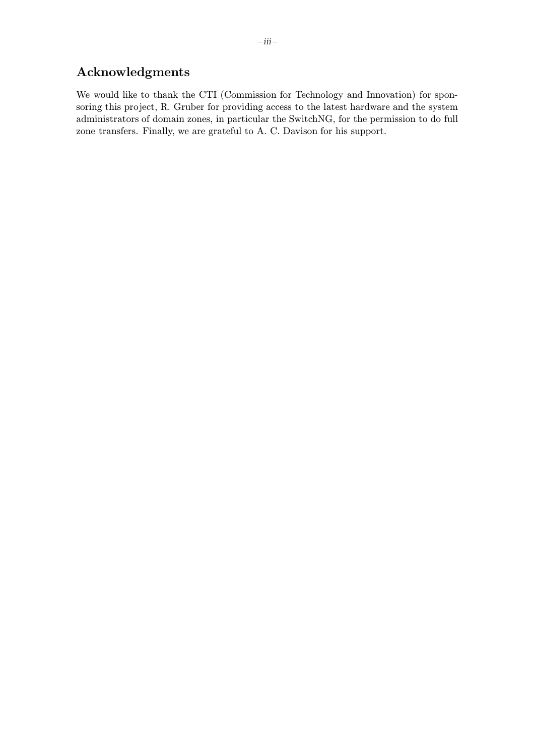## Acknowledgments

We would like to thank the CTI (Commission for Technology and Innovation) for sponsoring this project, R. Gruber for providing access to the latest hardware and the system administrators of domain zones, in particular the SwitchNG, for the permission to do full zone transfers. Finally, we are grateful to A. C. Davison for his support.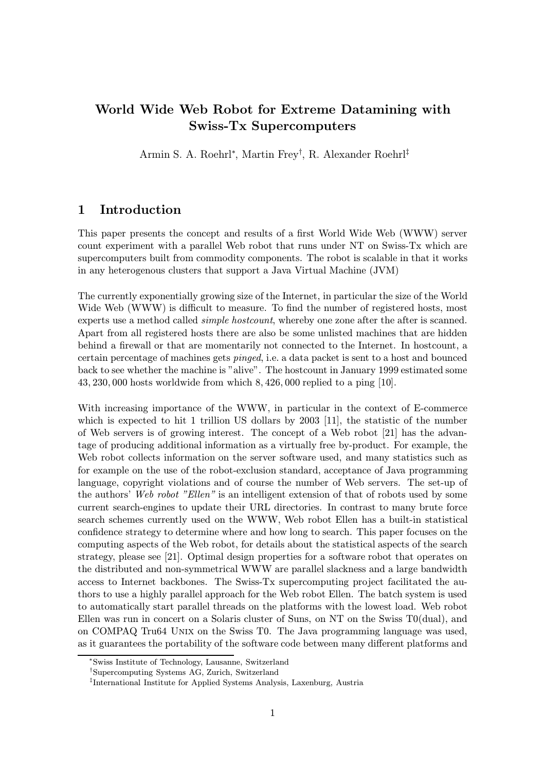# World Wide Web Robot for Extreme Datamining with Swiss-Tx Supercomputers

Armin S. A. Roehrl[*], Martin Frey[†], R. Alexander Roehrl[‡]

## 1 Introduction

This paper presents the concept and results of a first World Wide Web (WWW) server count experiment with a parallel Web robot that runs under NT on Swiss-Tx which are supercomputers built from commodity components. The robot is scalable in that it works in any heterogenous clusters that support a Java Virtual Machine (JVM)

The currently exponentially growing size of the Internet, in particular the size of the World Wide Web (WWW) is difficult to measure. To find the number of registered hosts, most experts use a method called *simple hostcount*, whereby one zone after the after is scanned. Apart from all registered hosts there are also be some unlisted machines that are hidden behind a firewall or that are momentarily not connected to the Internet. In hostcount, a certain percentage of machines gets *pinged*, i.e. a data packet is sent to a host and bounced back to see whether the machine is "alive". The hostcount in January 1999 estimated some $43,230,000$ hosts worldwide from which $8,426,000$ replied to a ping [10].

With increasing importance of the WWW, in particular in the context of E-commerce which is expected to hit 1 trillion US dollars by 2003 [11], the statistic of the number of Web servers is of growing interest. The concept of a Web robot [21] has the advantage of producing additional information as a virtually free by-product. For example, the Web robot collects information on the server software used, and many statistics such as for example on the use of the robot-exclusion standard, acceptance of Java programming language, copyright violations and of course the number of Web servers. The set-up of the authors' *Web robot "Ellen"* is an intelligent extension of that of robots used by some current search-engines to update their URL directories. In contrast to many brute force search schemes currently used on the WWW, Web robot Ellen has a built-in statistical confidence strategy to determine where and how long to search. This paper focuses on the computing aspects of the Web robot, for details about the statistical aspects of the search strategy, please see [21]. Optimal design properties for a software robot that operates on the distributed and non-symmetrical WWW are parallel slackness and a large bandwidth access to Internet backbones. The Swiss-Tx supercomputing project facilitated the authors to use a highly parallel approach for the Web robot Ellen. The batch system is used to automatically start parallel threads on the platforms with the lowest load. Web robot Ellen was run in concert on a Solaris cluster of Suns, on NT on the Swiss T0(dual), and on COMPAQ Tru64 UNIX on the Swiss T0. The Java programming language was used, as it guarantees the portability of the software code between many different platforms and

[*] Swiss Institute of Technology, Lausanne, Switzerland

[†] Supercomputing Systems AG, Zurich, Switzerland

[‡] International Institute for Applied Systems Analysis, Laxenburg, Austria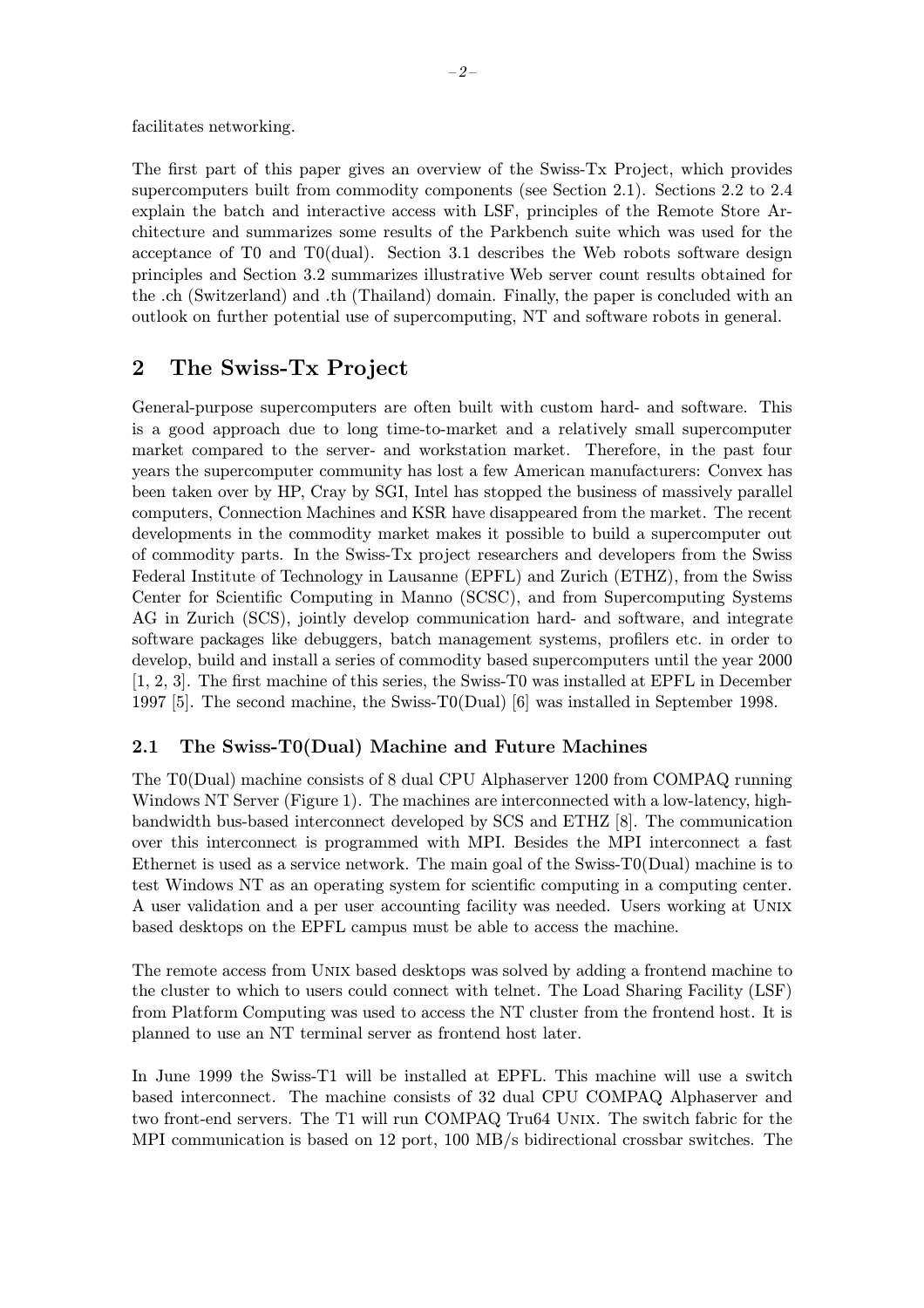facilitates networking.

The first part of this paper gives an overview of the Swiss-Tx Project, which provides supercomputers built from commodity components (see Section 2.1). Sections 2.2 to 2.4 explain the batch and interactive access with LSF, principles of the Remote Store Architecture and summarizes some results of the Parkbench suite which was used for the acceptance of T0 and T0(dual). Section 3.1 describes the Web robots software design principles and Section 3.2 summarizes illustrative Web server count results obtained for the .ch (Switzerland) and .th (Thailand) domain. Finally, the paper is concluded with an outlook on further potential use of supercomputing, NT and software robots in general.

## 2 The Swiss-Tx Project

General-purpose supercomputers are often built with custom hard- and software. This is a good approach due to long time-to-market and a relatively small supercomputer market compared to the server- and workstation market. Therefore, in the past four years the supercomputer community has lost a few American manufacturers: Convex has been taken over by HP, Cray by SGI, Intel has stopped the business of massively parallel computers, Connection Machines and KSR have disappeared from the market. The recent developments in the commodity market makes it possible to build a supercomputer out of commodity parts. In the Swiss-Tx project researchers and developers from the Swiss Federal Institute of Technology in Lausanne (EPFL) and Zurich (ETHZ), from the Swiss Center for Scientific Computing in Manno (SCSC), and from Supercomputing Systems AG in Zurich (SCS), jointly develop communication hard- and software, and integrate software packages like debuggers, batch management systems, profilers etc. in order to develop, build and install a series of commodity based supercomputers until the year 2000 [1, 2, 3]. The first machine of this series, the Swiss-T0 was installed at EPFL in December 1997 [5]. The second machine, the Swiss-T0(Dual) [6] was installed in September 1998.

### 2.1 The Swiss-T0(Dual) Machine and Future Machines

The T0(Dual) machine consists of 8 dual CPU Alphaserver 1200 from COMPAQ running Windows NT Server (Figure 1). The machines are interconnected with a low-latency, high-bandwidth bus-based interconnect developed by SCS and ETHZ [8]. The communication over this interconnect is programmed with MPI. Besides the MPI interconnect a fast Ethernet is used as a service network. The main goal of the Swiss-T0(Dual) machine is to test Windows NT as an operating system for scientific computing in a computing center. A user validation and a per user accounting facility was needed. Users working at UNIX based desktops on the EPFL campus must be able to access the machine.

The remote access from UNIX based desktops was solved by adding a frontend machine to the cluster to which to users could connect with telnet. The Load Sharing Facility (LSF) from Platform Computing was used to access the NT cluster from the frontend host. It is planned to use an NT terminal server as frontend host later.

In June 1999 the Swiss-T1 will be installed at EPFL. This machine will use a switch based interconnect. The machine consists of 32 dual CPU COMPAQ Alphaserver and two front-end servers. The T1 will run COMPAQ Tru64 UNIX. The switch fabric for the MPI communication is based on 12 port, 100 MB/s bidirectional crossbar switches. The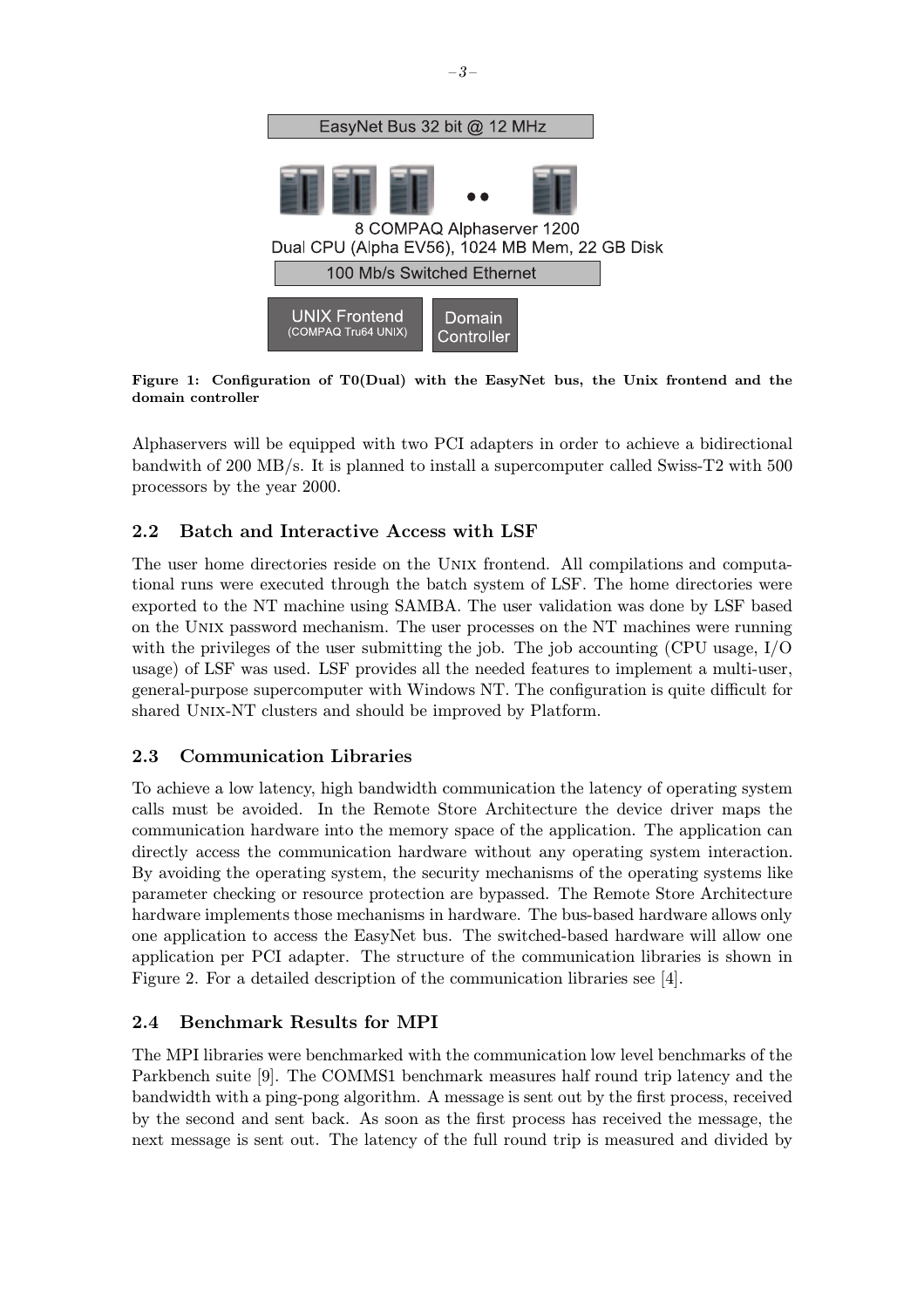EasyNet Bus 32 bit @ 12 MHz

8 COMPAQ Alphaserver 1200
Dual CPU (Alpha EV56), 1024 MB Mem, 22 GB Disk

100 Mb/s Switched Ethernet

UNIX Frontend (COMPAQ Tru64 UNIX)

Domain Controller

**Figure 1: Configuration of T0(Dual) with the EasyNet bus, the Unix frontend and the domain controller**

Alphaservers will be equipped with two PCI adapters in order to achieve a bidirectional bandwith of 200 MB/s. It is planned to install a supercomputer called Swiss-T2 with 500 processors by the year 2000.

### 2.2 Batch and Interactive Access with LSF

The user home directories reside on the Unix frontend. All compilations and computational runs were executed through the batch system of LSF. The home directories were exported to the NT machine using SAMBA. The user validation was done by LSF based on the Unix password mechanism. The user processes on the NT machines were running with the privileges of the user submitting the job. The job accounting (CPU usage, I/O usage) of LSF was used. LSF provides all the needed features to implement a multi-user, general-purpose supercomputer with Windows NT. The configuration is quite difficult for shared Unix-NT clusters and should be improved by Platform.

### 2.3 Communication Libraries

To achieve a low latency, high bandwidth communication the latency of operating system calls must be avoided. In the Remote Store Architecture the device driver maps the communication hardware into the memory space of the application. The application can directly access the communication hardware without any operating system interaction. By avoiding the operating system, the security mechanisms of the operating systems like parameter checking or resource protection are bypassed. The Remote Store Architecture hardware implements those mechanisms in hardware. The bus-based hardware allows only one application to access the EasyNet bus. The switched-based hardware will allow one application per PCI adapter. The structure of the communication libraries is shown in Figure 2. For a detailed description of the communication libraries see [4].

### 2.4 Benchmark Results for MPI

The MPI libraries were benchmarked with the communication low level benchmarks of the Parkbench suite [9]. The COMMS1 benchmark measures half round trip latency and the bandwidth with a ping-pong algorithm. A message is sent out by the first process, received by the second and sent back. As soon as the first process has received the message, the next message is sent out. The latency of the full round trip is measured and divided by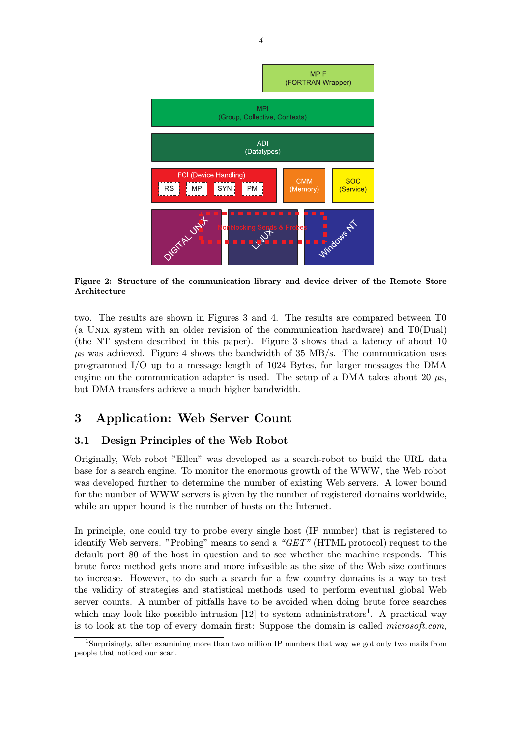**Figure 2: Structure of the communication library and device driver of the Remote Store Architecture**

two. The results are shown in Figures 3 and 4. The results are compared between T0 (a UNIX system with an older revision of the communication hardware) and T0(Dual) (the NT system described in this paper). Figure 3 shows that a latency of about 10 $\mu$s was achieved. Figure 4 shows the bandwidth of 35 MB/s. The communication uses programmed I/O up to a message length of 1024 Bytes, for larger messages the DMA engine on the communication adapter is used. The setup of a DMA takes about 20 $\mu$s, but DMA transfers achieve a much higher bandwidth.

## 3 Application: Web Server Count

### 3.1 Design Principles of the Web Robot

Originally, Web robot "Ellen" was developed as a search-robot to build the URL data base for a search engine. To monitor the enormous growth of the WWW, the Web robot was developed further to determine the number of existing Web servers. A lower bound for the number of WWW servers is given by the number of registered domains worldwide, while an upper bound is the number of hosts on the Internet.

In principle, one could try to probe every single host (IP number) that is registered to identify Web servers. "Probing" means to send a *"GET"* (HTML protocol) request to the default port 80 of the host in question and to see whether the machine responds. This brute force method gets more and more infeasible as the size of the Web size continues to increase. However, to do such a search for a few country domains is a way to test the validity of strategies and statistical methods used to perform eventual global Web server counts. A number of pitfalls have to be avoided when doing brute force searches which may look like possible intrusion [12] to system administrators[1]. A practical way is to look at the top of every domain first: Suppose the domain is called *microsoft.com*,

[1] Surprisingly, after examining more than two million IP numbers that way we got only two mails from people that noticed our scan.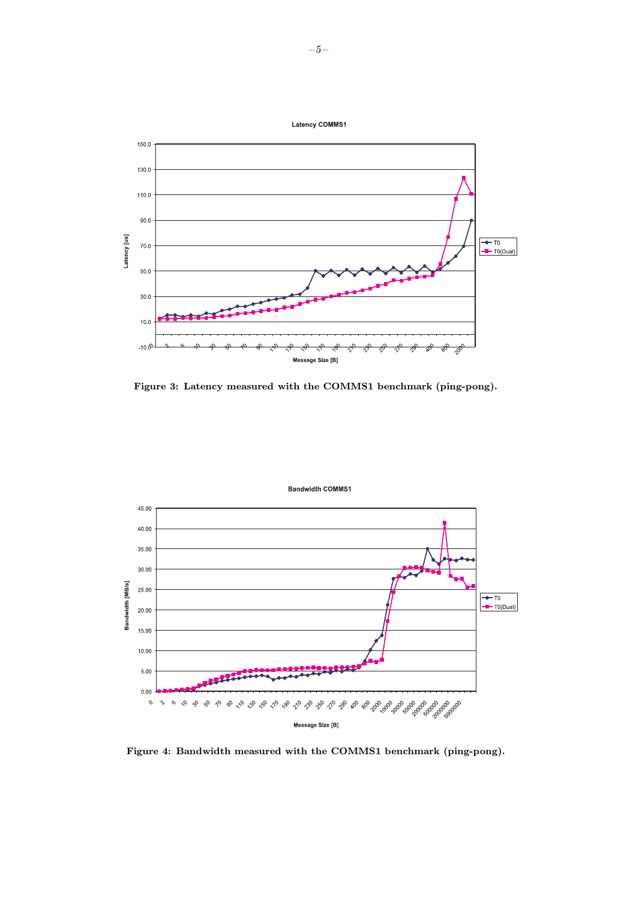Figure 3: Latency measured with the COMMS1 benchmark (ping-pong).

Figure 4: Bandwidth measured with the COMMS1 benchmark (ping-pong).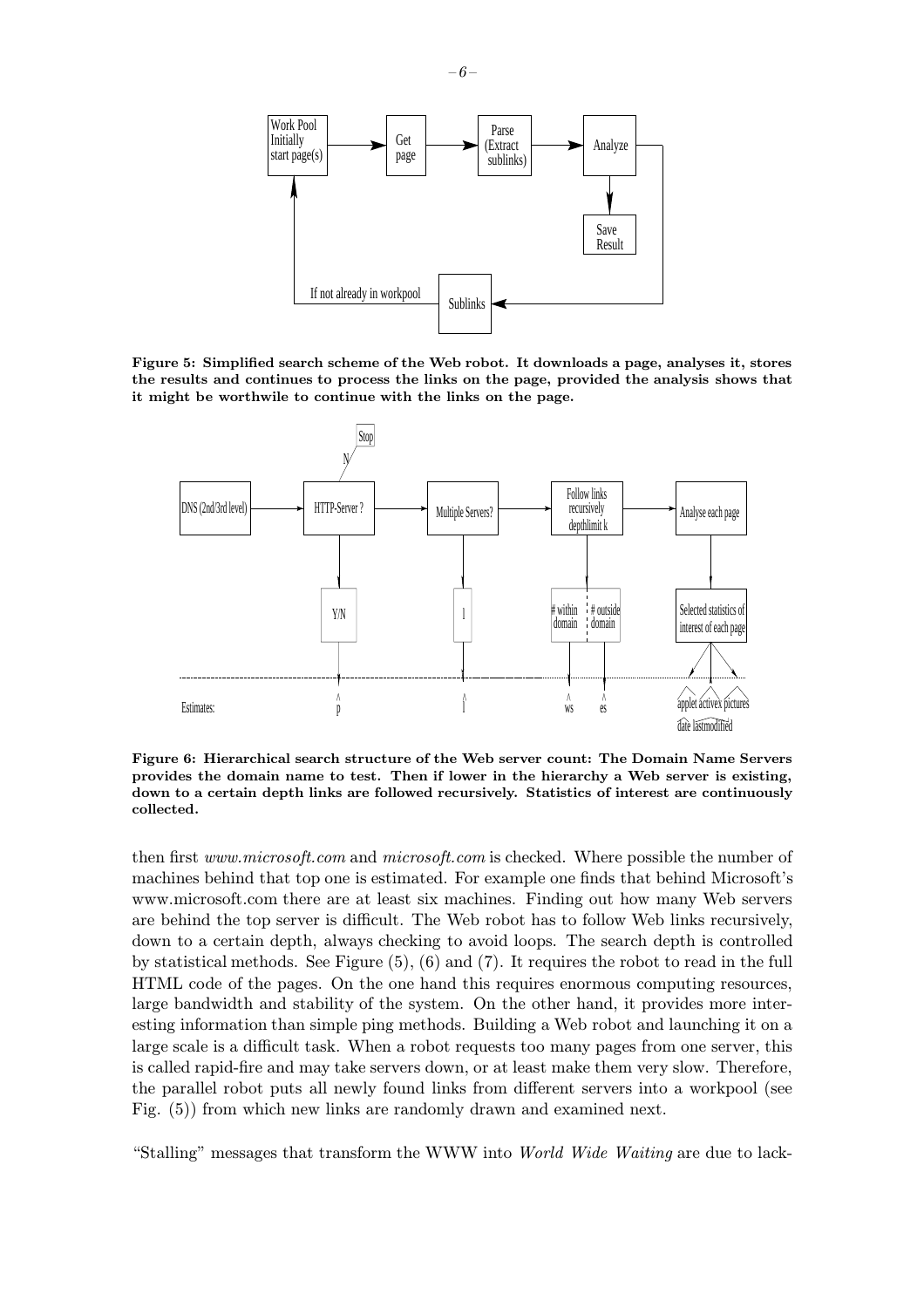**Figure 5: Simplified search scheme of the Web robot. It downloads a page, analyses it, stores the results and continues to process the links on the page, provided the analysis shows that it might be worthwile to continue with the links on the page.**

**Figure 6: Hierarchical search structure of the Web server count: The Domain Name Servers provides the domain name to test. Then if lower in the hierarchy a Web server is existing, down to a certain depth links are followed recursively. Statistics of interest are continuously collected.**

then first *www.microsoft.com* and *microsoft.com* is checked. Where possible the number of machines behind that top one is estimated. For example one finds that behind Microsoft's www.microsoft.com there are at least six machines. Finding out how many Web servers are behind the top server is difficult. The Web robot has to follow Web links recursively, down to a certain depth, always checking to avoid loops. The search depth is controlled by statistical methods. See Figure (5), (6) and (7). It requires the robot to read in the full HTML code of the pages. On the one hand this requires enormous computing resources, large bandwidth and stability of the system. On the other hand, it provides more interesting information than simple ping methods. Building a Web robot and launching it on a large scale is a difficult task. When a robot requests too many pages from one server, this is called rapid-fire and may take servers down, or at least make them very slow. Therefore, the parallel robot puts all newly found links from different servers into a workpool (see Fig. (5)) from which new links are randomly drawn and examined next.

"Stalling" messages that transform the WWW into *World Wide Waiting* are due to lack-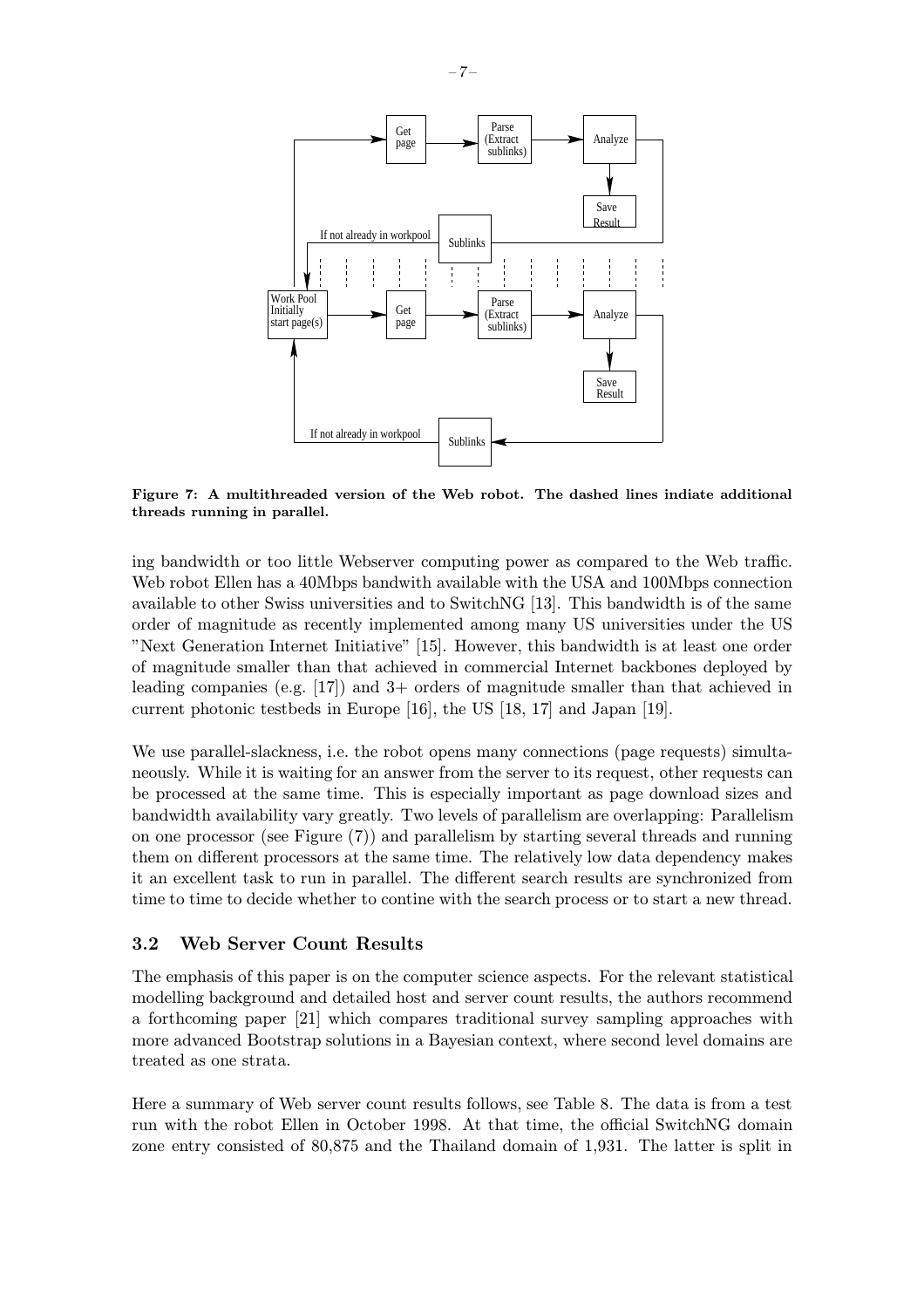**Figure 7: A multithreaded version of the Web robot. The dashed lines indiate additional threads running in parallel.**

ing bandwidth or too little Webserver computing power as compared to the Web traffic. Web robot Ellen has a 40Mbps bandwith available with the USA and 100Mbps connection available to other Swiss universities and to SwitchNG [13]. This bandwidth is of the same order of magnitude as recently implemented among many US universities under the US "Next Generation Internet Initiative" [15]. However, this bandwidth is at least one order of magnitude smaller than that achieved in commercial Internet backbones deployed by leading companies (e.g. [17]) and 3+ orders of magnitude smaller than that achieved in current photonic testbeds in Europe [16], the US [18, 17] and Japan [19].

We use parallel-slackness, i.e. the robot opens many connections (page requests) simultaneously. While it is waiting for an answer from the server to its request, other requests can be processed at the same time. This is especially important as page download sizes and bandwidth availability vary greatly. Two levels of parallelism are overlapping: Parallelism on one processor (see Figure (7)) and parallelism by starting several threads and running them on different processors at the same time. The relatively low data dependency makes it an excellent task to run in parallel. The different search results are synchronized from time to time to decide whether to contine with the search process or to start a new thread.

### 3.2 Web Server Count Results

The emphasis of this paper is on the computer science aspects. For the relevant statistical modelling background and detailed host and server count results, the authors recommend a forthcoming paper [21] which compares traditional survey sampling approaches with more advanced Bootstrap solutions in a Bayesian context, where second level domains are treated as one strata.

Here a summary of Web server count results follows, see Table 8. The data is from a test run with the robot Ellen in October 1998. At that time, the official SwitchNG domain zone entry consisted of 80,875 and the Thailand domain of 1,931. The latter is split in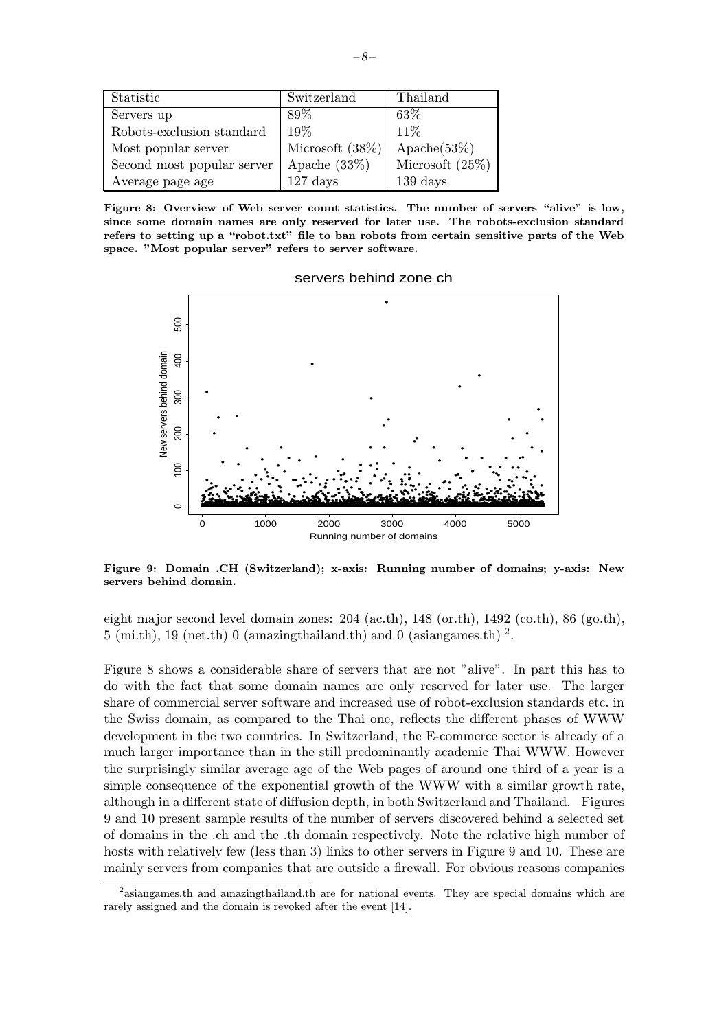| Statistic | Switzerland | Thailand |
|---|---|---|
| Servers up | 89% | 63% |
| Robots-exclusion standard | 19% | 11% |
| Most popular server | Microsoft (38%) | Apache(53%) |
| Second most popular server | Apache (33%) | Microsoft (25%) |
| Average page age | 127 days | 139 days |

**Figure 8: Overview of Web server count statistics. The number of servers "alive" is low, since some domain names are only reserved for later use. The robots-exclusion standard refers to setting up a "robot.txt" file to ban robots from certain sensitive parts of the Web space. "Most popular server" refers to server software.**

**Figure 9: Domain .CH (Switzerland); x-axis: Running number of domains; y-axis: New servers behind domain.**

eight major second level domain zones: 204 (ac.th), 148 (or.th), 1492 (co.th), 86 (go.th), 5 (mi.th), 19 (net.th) 0 (amazingthailand.th) and 0 (asiangames.th) [2].

Figure 8 shows a considerable share of servers that are not "alive". In part this has to do with the fact that some domain names are only reserved for later use. The larger share of commercial server software and increased use of robot-exclusion standards etc. in the Swiss domain, as compared to the Thai one, reflects the different phases of WWW development in the two countries. In Switzerland, the E-commerce sector is already of a much larger importance than in the still predominantly academic Thai WWW. However the surprisingly similar average age of the Web pages of around one third of a year is a simple consequence of the exponential growth of the WWW with a similar growth rate, although in a different state of diffusion depth, in both Switzerland and Thailand. Figures 9 and 10 present sample results of the number of servers discovered behind a selected set of domains in the .ch and the .th domain respectively. Note the relative high number of hosts with relatively few (less than 3) links to other servers in Figure 9 and 10. These are mainly servers from companies that are outside a firewall. For obvious reasons companies

[2] asiangames.th and amazingthailand.th are for national events. They are special domains which are rarely assigned and the domain is revoked after the event [14].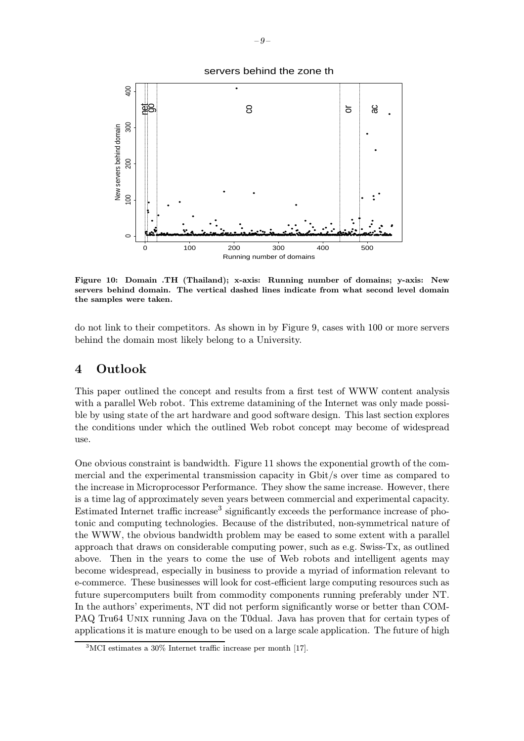**Figure 10: Domain .TH (Thailand); x-axis: Running number of domains; y-axis: New servers behind domain. The vertical dashed lines indicate from what second level domain the samples were taken.**

do not link to their competitors. As shown in by Figure 9, cases with 100 or more servers behind the domain most likely belong to a University.

## 4 Outlook

This paper outlined the concept and results from a first test of WWW content analysis with a parallel Web robot. This extreme datamining of the Internet was only made possible by using state of the art hardware and good software design. This last section explores the conditions under which the outlined Web robot concept may become of widespread use.

One obvious constraint is bandwidth. Figure 11 shows the exponential growth of the commercial and the experimental transmission capacity in Gbit/s over time as compared to the increase in Microprocessor Performance. They show the same increase. However, there is a time lag of approximately seven years between commercial and experimental capacity. Estimated Internet traffic increase[3] significantly exceeds the performance increase of photonic and computing technologies. Because of the distributed, non-symmetrical nature of the WWW, the obvious bandwidth problem may be eased to some extent with a parallel approach that draws on considerable computing power, such as e.g. Swiss-Tx, as outlined above. Then in the years to come the use of Web robots and intelligent agents may become widespread, especially in business to provide a myriad of information relevant to e-commerce. These businesses will look for cost-efficient large computing resources such as future supercomputers built from commodity components running preferably under NT. In the authors' experiments, NT did not perform significantly worse or better than COMPAQ Tru64 UNIX running Java on the T0dual. Java has proven that for certain types of applications it is mature enough to be used on a large scale application. The future of high

[3] MCI estimates a 30% Internet traffic increase per month [17].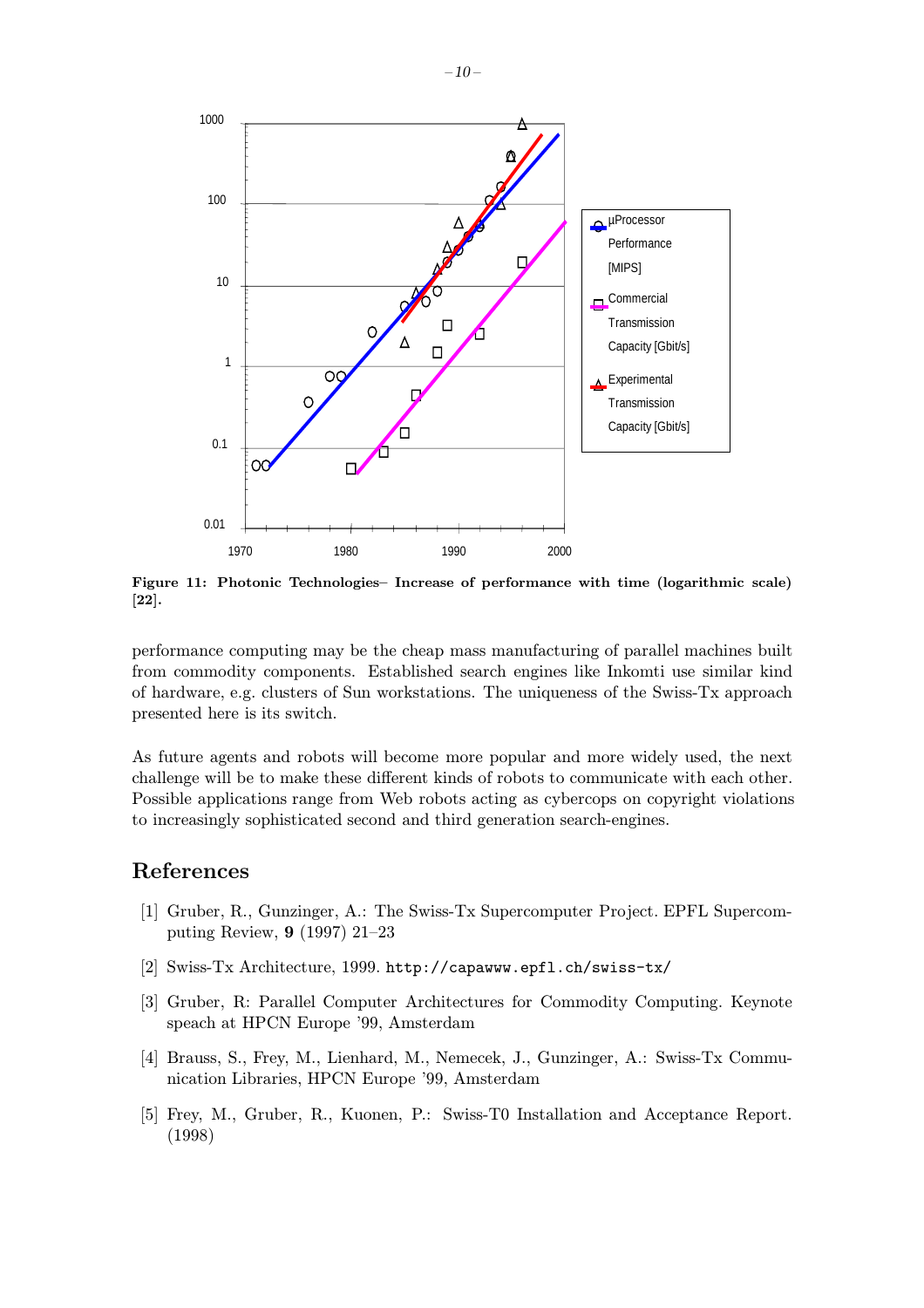**Figure 11: Photonic Technologies– Increase of performance with time (logarithmic scale) [22].**

performance computing may be the cheap mass manufacturing of parallel machines built from commodity components. Established search engines like Inkomti use similar kind of hardware, e.g. clusters of Sun workstations. The uniqueness of the Swiss-Tx approach presented here is its switch.

As future agents and robots will become more popular and more widely used, the next challenge will be to make these different kinds of robots to communicate with each other. Possible applications range from Web robots acting as cybercops on copyright violations to increasingly sophisticated second and third generation search-engines.

## References

[1] Gruber, R., Gunzinger, A.: The Swiss-Tx Supercomputer Project. EPFL Supercomputing Review, **9** (1997) 21–23

[2] Swiss-Tx Architecture, 1999. `http://capawww.epfl.ch/swiss-tx/`

[3] Gruber, R: Parallel Computer Architectures for Commodity Computing. Keynote speach at HPCN Europe '99, Amsterdam

[4] Brauss, S., Frey, M., Lienhard, M., Nemecek, J., Gunzinger, A.: Swiss-Tx Communication Libraries, HPCN Europe '99, Amsterdam

[5] Frey, M., Gruber, R., Kuonen, P.: Swiss-T0 Installation and Acceptance Report. (1998)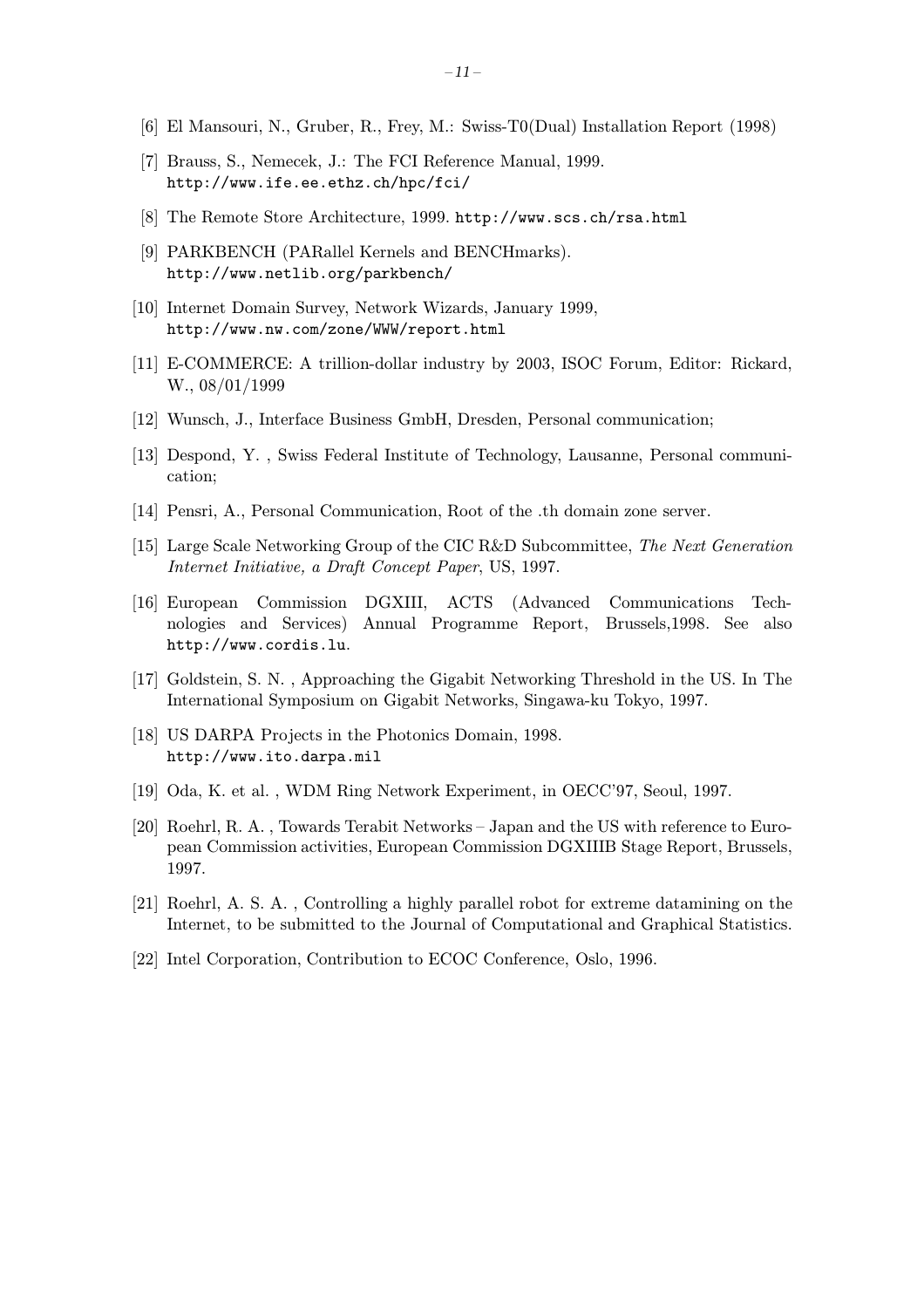[6] El Mansouri, N., Gruber, R., Frey, M.: Swiss-T0(Dual) Installation Report (1998)

[7] Brauss, S., Nemecek, J.: The FCI Reference Manual, 1999. `http://www.ife.ee.ethz.ch/hpc/fci/`

[8] The Remote Store Architecture, 1999. `http://www.scs.ch/rsa.html`

[9] PARKBENCH (PARallel Kernels and BENCHmarks). `http://www.netlib.org/parkbench/`

[10] Internet Domain Survey, Network Wizards, January 1999, `http://www.nw.com/zone/WWW/report.html`

[11] E-COMMERCE: A trillion-dollar industry by 2003, ISOC Forum, Editor: Rickard, W., 08/01/1999

[12] Wunsch, J., Interface Business GmbH, Dresden, Personal communication;

[13] Despond, Y. , Swiss Federal Institute of Technology, Lausanne, Personal communication;

[14] Pensri, A., Personal Communication, Root of the .th domain zone server.

[15] Large Scale Networking Group of the CIC R&D Subcommittee, *The Next Generation Internet Initiative, a Draft Concept Paper*, US, 1997.

[16] European Commission DGXIII, ACTS (Advanced Communications Technologies and Services) Annual Programme Report, Brussels,1998. See also `http://www.cordis.lu`.

[17] Goldstein, S. N. , Approaching the Gigabit Networking Threshold in the US. In The International Symposium on Gigabit Networks, Singawa-ku Tokyo, 1997.

[18] US DARPA Projects in the Photonics Domain, 1998. `http://www.ito.darpa.mil`

[19] Oda, K. et al. , WDM Ring Network Experiment, in OECC'97, Seoul, 1997.

[20] Roehrl, R. A. , Towards Terabit Networks – Japan and the US with reference to European Commission activities, European Commission DGXIIIB Stage Report, Brussels, 1997.

[21] Roehrl, A. S. A. , Controlling a highly parallel robot for extreme datamining on the Internet, to be submitted to the Journal of Computational and Graphical Statistics.

[22] Intel Corporation, Contribution to ECOC Conference, Oslo, 1996.